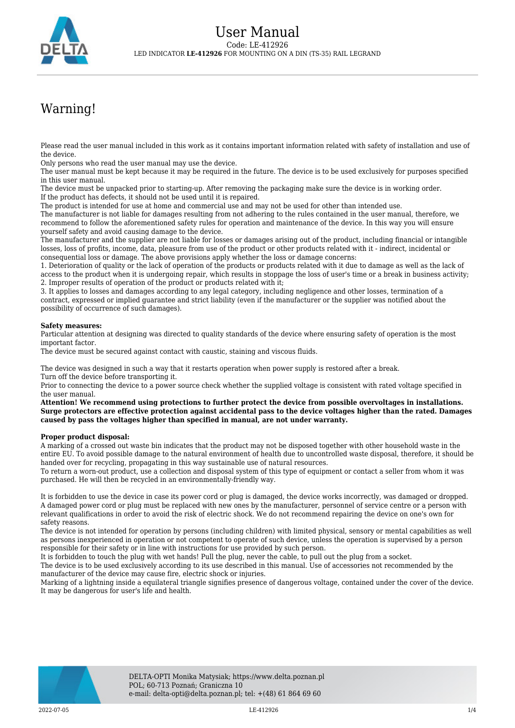# User Manual

Code: LE-412926

LED INDICATOR **LE-412926** FOR MOUNTING ON A DIN (TS-35) RAIL LEGRAND

## Warning!

Please read the user manual included in this work as it contains important information related with safety of installation and use of the device.
Only persons who read the user manual may use the device.
The user manual must be kept because it may be required in the future. The device is to be used exclusively for purposes specified in this user manual.
The device must be unpacked prior to starting-up. After removing the packaging make sure the device is in working order.
If the product has defects, it should not be used until it is repaired.
The product is intended for use at home and commercial use and may not be used for other than intended use.
The manufacturer is not liable for damages resulting from not adhering to the rules contained in the user manual, therefore, we recommend to follow the aforementioned safety rules for operation and maintenance of the device. In this way you will ensure yourself safety and avoid causing damage to the device.
The manufacturer and the supplier are not liable for losses or damages arising out of the product, including financial or intangible losses, loss of profits, income, data, pleasure from use of the product or other products related with it - indirect, incidental or consequential loss or damage. The above provisions apply whether the loss or damage concerns:
1. Deterioration of quality or the lack of operation of the products or products related with it due to damage as well as the lack of access to the product when it is undergoing repair, which results in stoppage the loss of user's time or a break in business activity;
2. Improper results of operation of the product or products related with it;
3. It applies to losses and damages according to any legal category, including negligence and other losses, termination of a contract, expressed or implied guarantee and strict liability (even if the manufacturer or the supplier was notified about the possibility of occurrence of such damages).

**Safety measures:**
Particular attention at designing was directed to quality standards of the device where ensuring safety of operation is the most important factor.
The device must be secured against contact with caustic, staining and viscous fluids.

The device was designed in such a way that it restarts operation when power supply is restored after a break.
Turn off the device before transporting it.
Prior to connecting the device to a power source check whether the supplied voltage is consistent with rated voltage specified in the user manual.
**Attention! We recommend using protections to further protect the device from possible overvoltages in installations. Surge protectors are effective protection against accidental pass to the device voltages higher than the rated. Damages caused by pass the voltages higher than specified in manual, are not under warranty.**

**Proper product disposal:**
A marking of a crossed out waste bin indicates that the product may not be disposed together with other household waste in the entire EU. To avoid possible damage to the natural environment of health due to uncontrolled waste disposal, therefore, it should be handed over for recycling, propagating in this way sustainable use of natural resources.
To return a worn-out product, use a collection and disposal system of this type of equipment or contact a seller from whom it was purchased. He will then be recycled in an environmentally-friendly way.

It is forbidden to use the device in case its power cord or plug is damaged, the device works incorrectly, was damaged or dropped. A damaged power cord or plug must be replaced with new ones by the manufacturer, personnel of service centre or a person with relevant qualifications in order to avoid the risk of electric shock. We do not recommend repairing the device on one's own for safety reasons.
The device is not intended for operation by persons (including children) with limited physical, sensory or mental capabilities as well as persons inexperienced in operation or not competent to operate of such device, unless the operation is supervised by a person responsible for their safety or in line with instructions for use provided by such person.
It is forbidden to touch the plug with wet hands! Pull the plug, never the cable, to pull out the plug from a socket.
The device is to be used exclusively according to its use described in this manual. Use of accessories not recommended by the manufacturer of the device may cause fire, electric shock or injuries.
Marking of a lightning inside a equilateral triangle signifies presence of dangerous voltage, contained under the cover of the device. It may be dangerous for user's life and health.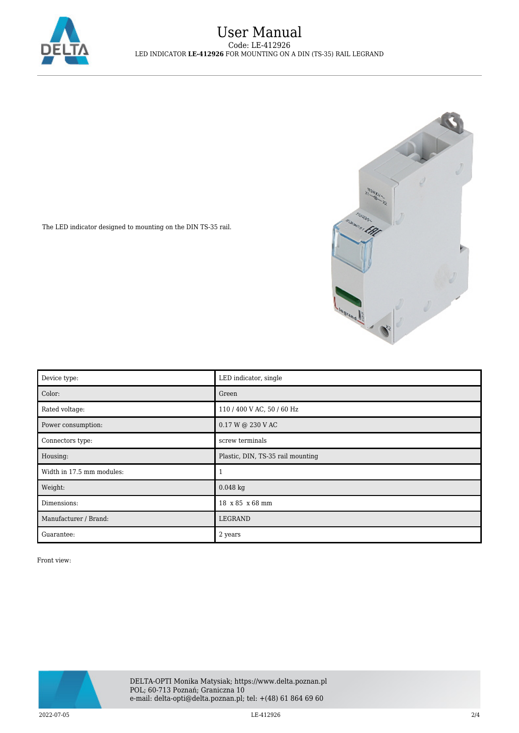The LED indicator designed to mounting on the DIN TS-35 rail.

| Device type: | LED indicator, single |
| --- | --- |
| Color: | Green |
| Rated voltage: | 110 / 400 V AC, 50 / 60 Hz |
| Power consumption: | 0.17 W @ 230 V AC |
| Connectors type: | screw terminals |
| Housing: | Plastic, DIN, TS-35 rail mounting |
| Width in 17.5 mm modules: | 1 |
| Weight: | 0.048 kg |
| Dimensions: | 18 x 85 x 68 mm |
| Manufacturer / Brand: | LEGRAND |
| Guarantee: | 2 years |

Front view: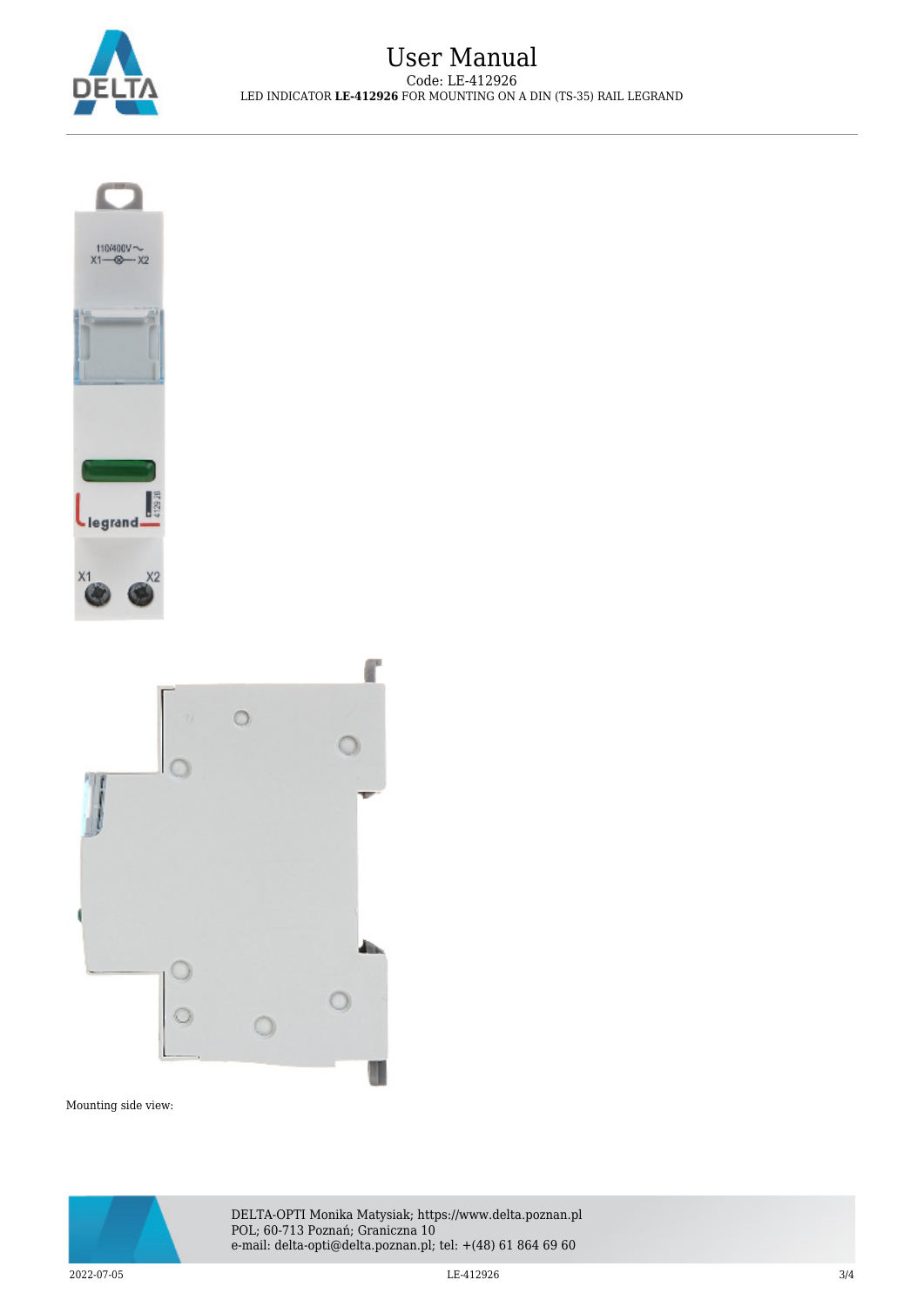Mounting side view: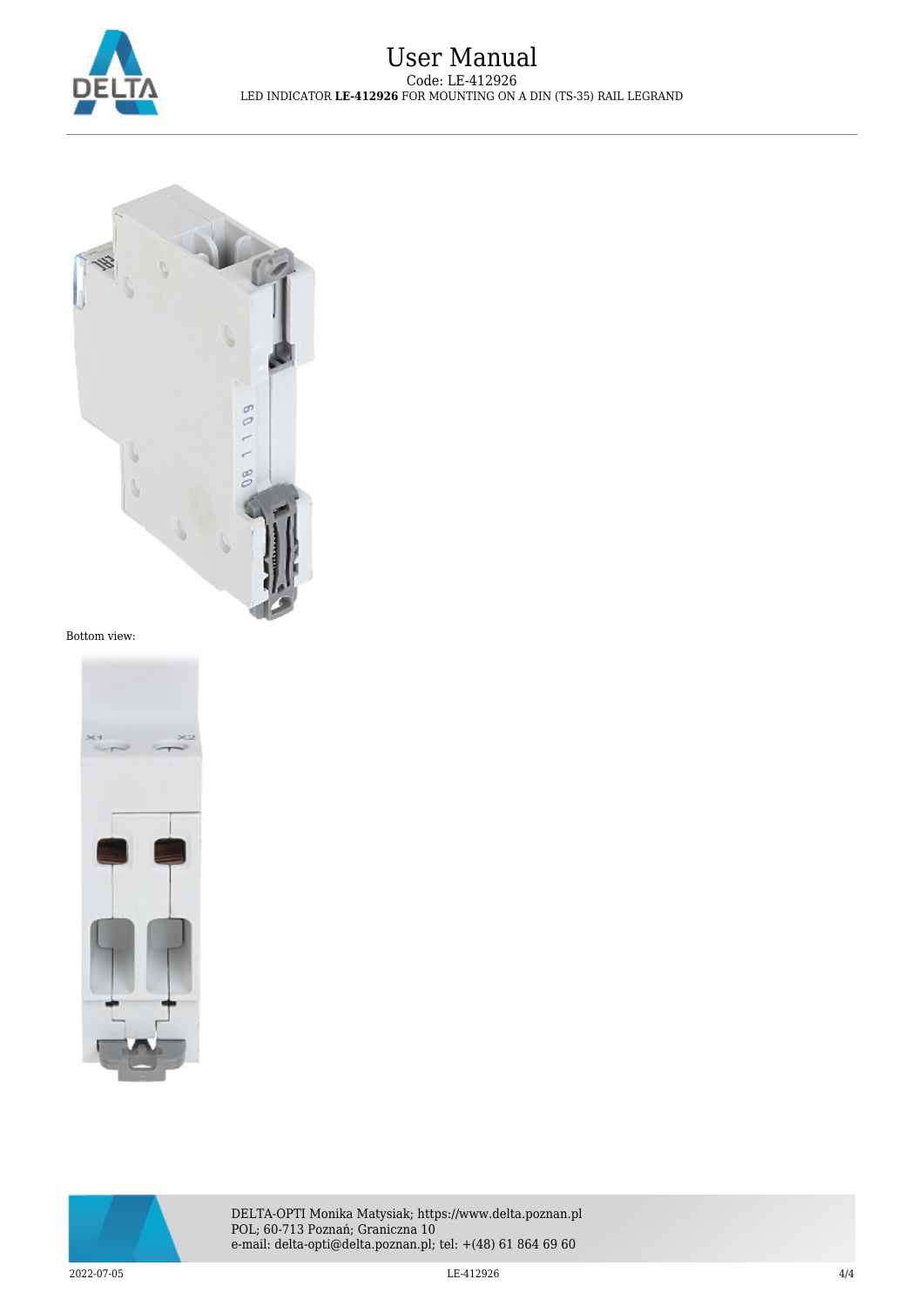Bottom view: